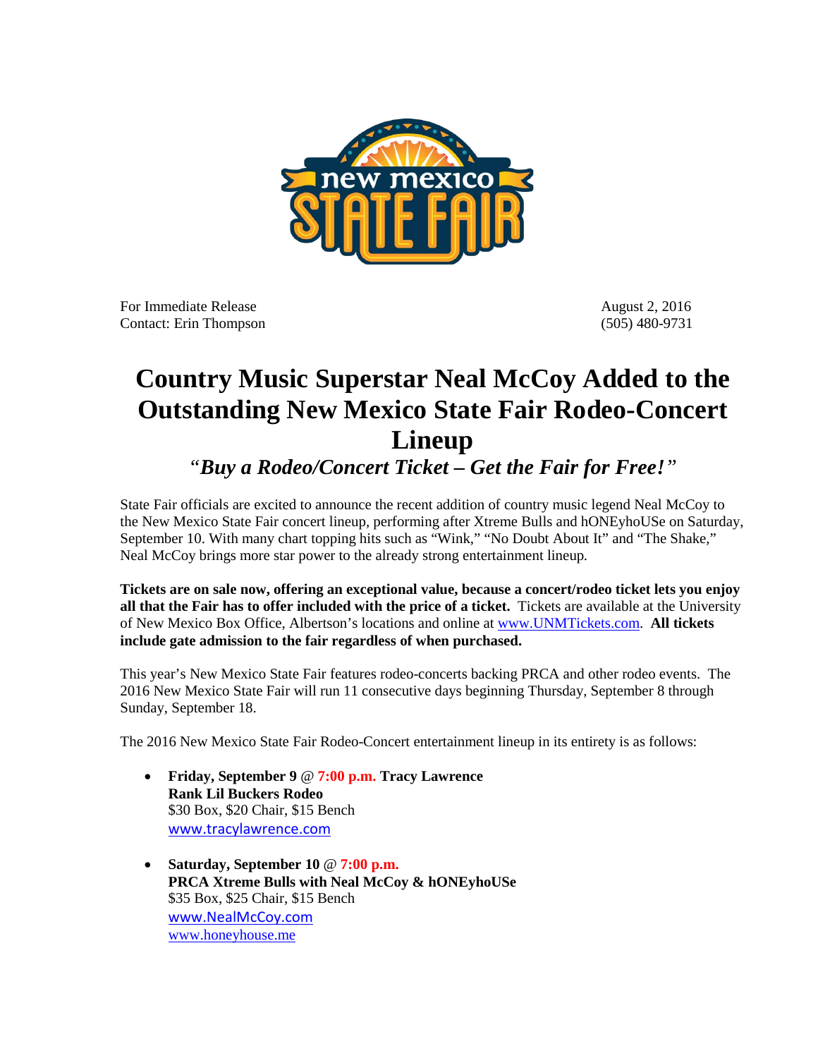For Immediate Release  
Contact: Erin Thompson

August 2, 2016  
(505) 480-9731

# Country Music Superstar Neal McCoy Added to the Outstanding New Mexico State Fair Rodeo-Concert Lineup

## *"Buy a Rodeo/Concert Ticket – Get the Fair for Free!"*

State Fair officials are excited to announce the recent addition of country music legend Neal McCoy to the New Mexico State Fair concert lineup, performing after Xtreme Bulls and hONEyhoUSe on Saturday, September 10. With many chart topping hits such as "Wink," "No Doubt About It" and "The Shake," Neal McCoy brings more star power to the already strong entertainment lineup.

**Tickets are on sale now, offering an exceptional value, because a concert/rodeo ticket lets you enjoy all that the Fair has to offer included with the price of a ticket.** Tickets are available at the University of New Mexico Box Office, Albertson's locations and online at www.UNMTickets.com. **All tickets include gate admission to the fair regardless of when purchased.**

This year's New Mexico State Fair features rodeo-concerts backing PRCA and other rodeo events. The 2016 New Mexico State Fair will run 11 consecutive days beginning Thursday, September 8 through Sunday, September 18.

The 2016 New Mexico State Fair Rodeo-Concert entertainment lineup in its entirety is as follows:

- **Friday, September 9 @ 7:00 p.m. Tracy Lawrence**  
  **Rank Lil Buckers Rodeo**  
  $30 Box, $20 Chair, $15 Bench  
  www.tracylawrence.com

- **Saturday, September 10 @ 7:00 p.m.**  
  **PRCA Xtreme Bulls with Neal McCoy & hONEyhoUSe**  
  $35 Box, $25 Chair, $15 Bench  
  www.NealMcCoy.com  
  www.honeyhouse.me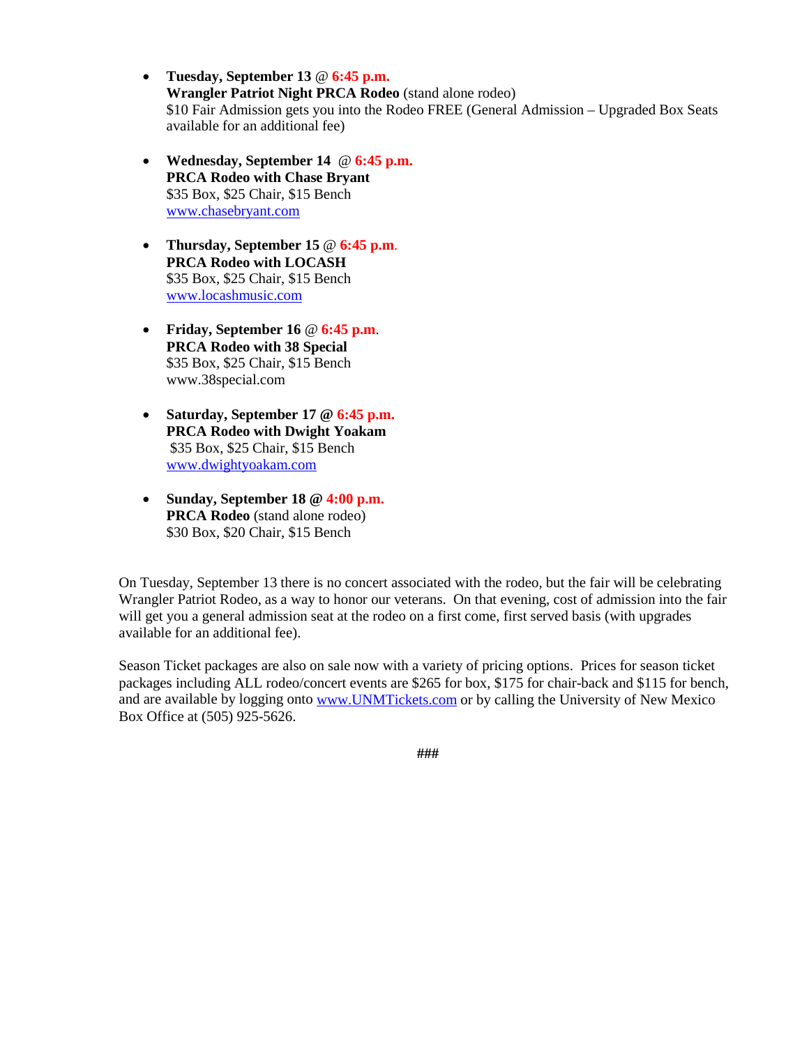- **Tuesday, September 13** @ **6:45 p.m.**
  **Wrangler Patriot Night PRCA Rodeo** (stand alone rodeo)
  $10 Fair Admission gets you into the Rodeo FREE (General Admission – Upgraded Box Seats available for an additional fee)

- **Wednesday, September 14** @ **6:45 p.m.**
  **PRCA Rodeo with Chase Bryant**
  $35 Box, $25 Chair, $15 Bench
  www.chasebryant.com

- **Thursday, September 15** @ **6:45 p.m.**
  **PRCA Rodeo with LOCASH**
  $35 Box, $25 Chair, $15 Bench
  www.locashmusic.com

- **Friday, September 16** @ **6:45 p.m**.
  **PRCA Rodeo with 38 Special**
  $35 Box, $25 Chair, $15 Bench
  www.38special.com

- **Saturday, September 17 @ 6:45 p.m.**
  **PRCA Rodeo with Dwight Yoakam**
  $35 Box, $25 Chair, $15 Bench
  www.dwightyoakam.com

- **Sunday, September 18 @ 4:00 p.m.**
  **PRCA Rodeo** (stand alone rodeo)
  $30 Box, $20 Chair, $15 Bench

On Tuesday, September 13 there is no concert associated with the rodeo, but the fair will be celebrating Wrangler Patriot Rodeo, as a way to honor our veterans. On that evening, cost of admission into the fair will get you a general admission seat at the rodeo on a first come, first served basis (with upgrades available for an additional fee).

Season Ticket packages are also on sale now with a variety of pricing options. Prices for season ticket packages including ALL rodeo/concert events are $265 for box, $175 for chair-back and $115 for bench, and are available by logging onto www.UNMTickets.com or by calling the University of New Mexico Box Office at (505) 925-5626.

###